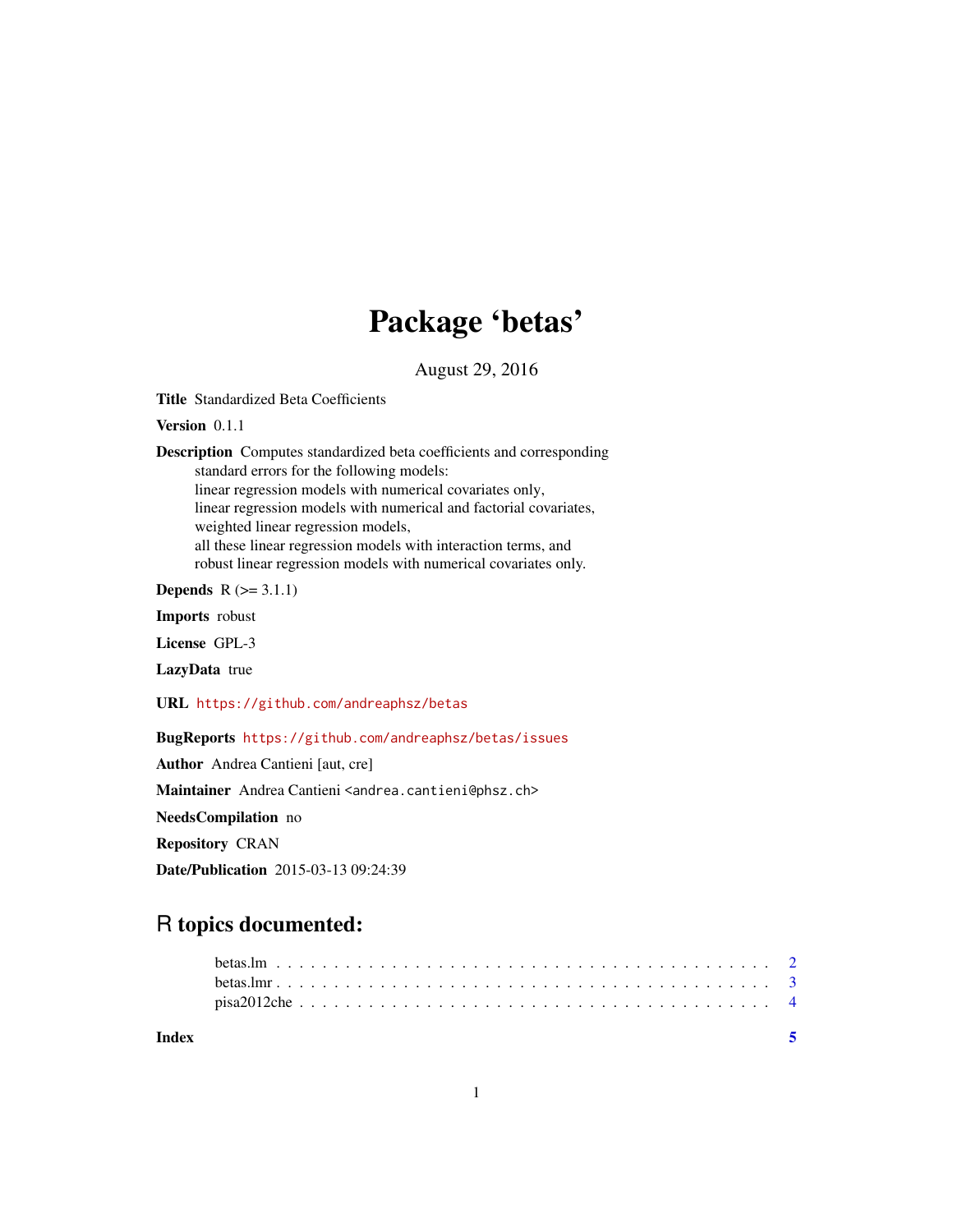# Package 'betas'

August 29, 2016

**Title** Standardized Beta Coefficients

**Version** 0.1.1

**Description** Computes standardized beta coefficients and corresponding standard errors for the following models:
linear regression models with numerical covariates only,
linear regression models with numerical and factorial covariates,
weighted linear regression models,
all these linear regression models with interaction terms, and
robust linear regression models with numerical covariates only.

**Depends** R (>= 3.1.1)

**Imports** robust

**License** GPL-3

**LazyData** true

**URL** https://github.com/andreaphsz/betas

**BugReports** https://github.com/andreaphsz/betas/issues

**Author** Andrea Cantieni [aut, cre]

**Maintainer** Andrea Cantieni <andrea.cantieni@phsz.ch>

**NeedsCompilation** no

**Repository** CRAN

**Date/Publication** 2015-03-13 09:24:39

## R topics documented:

betas.lm . . . . . . . . . . . . . . . . . . . . . . . . . . . . . . . . . . . . . . . . . . 2
betas.lmr . . . . . . . . . . . . . . . . . . . . . . . . . . . . . . . . . . . . . . . . . . 3
pisa2012che . . . . . . . . . . . . . . . . . . . . . . . . . . . . . . . . . . . . . . . . 4

**Index** 5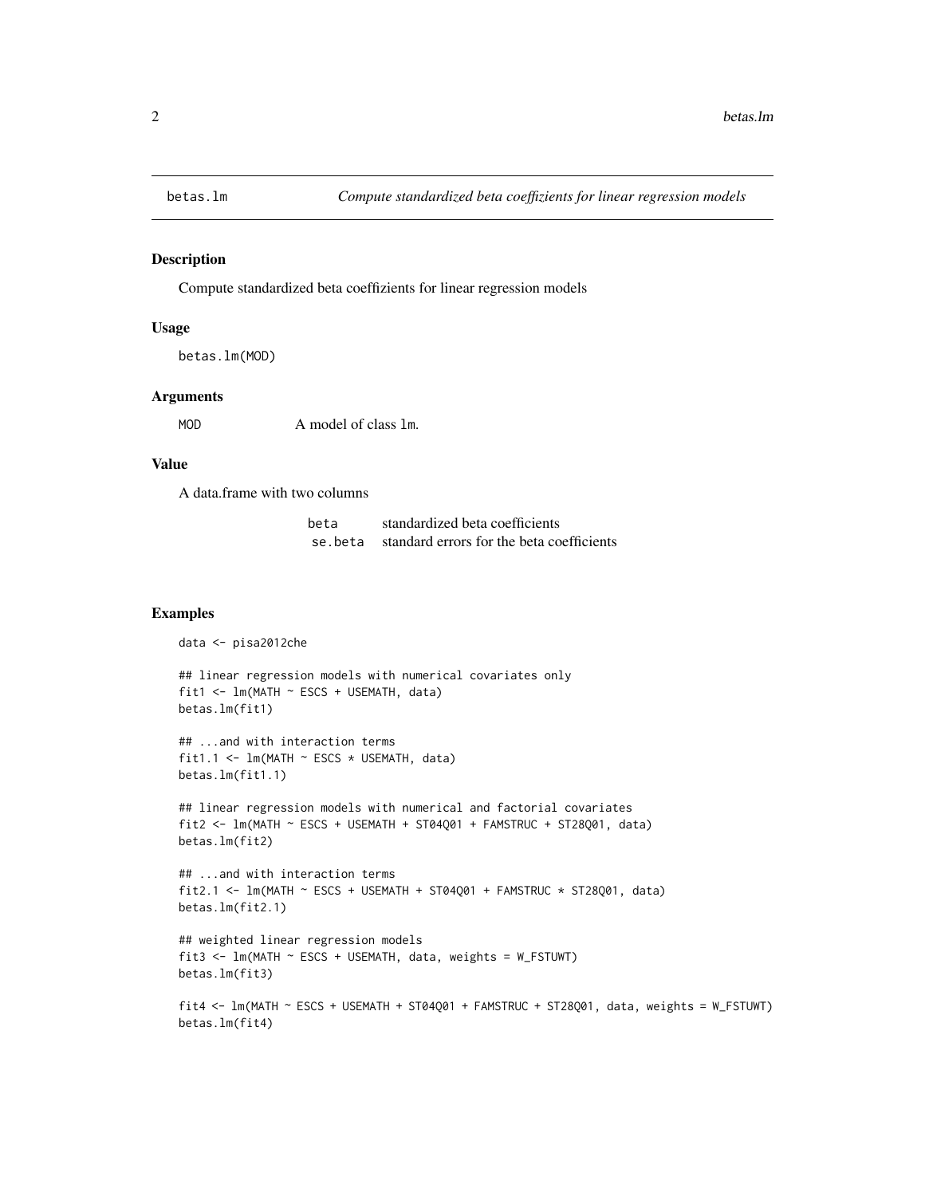## betas.lm — *Compute standardized beta coeffizients for linear regression models*

### Description

Compute standardized beta coeffizients for linear regression models

### Usage

```
betas.lm(MOD)
```

### Arguments

| | |
|---|---|
| MOD | A model of class lm. |

### Value

A data.frame with two columns

| | |
|---|---|
| beta | standardized beta coefficients |
| se.beta | standard errors for the beta coefficients |

### Examples

```
data <- pisa2012che

## linear regression models with numerical covariates only
fit1 <- lm(MATH ~ ESCS + USEMATH, data)
betas.lm(fit1)

## ...and with interaction terms
fit1.1 <- lm(MATH ~ ESCS * USEMATH, data)
betas.lm(fit1.1)

## linear regression models with numerical and factorial covariates
fit2 <- lm(MATH ~ ESCS + USEMATH + ST04Q01 + FAMSTRUC + ST28Q01, data)
betas.lm(fit2)

## ...and with interaction terms
fit2.1 <- lm(MATH ~ ESCS + USEMATH + ST04Q01 + FAMSTRUC * ST28Q01, data)
betas.lm(fit2.1)

## weighted linear regression models
fit3 <- lm(MATH ~ ESCS + USEMATH, data, weights = W_FSTUWT)
betas.lm(fit3)

fit4 <- lm(MATH ~ ESCS + USEMATH + ST04Q01 + FAMSTRUC + ST28Q01, data, weights = W_FSTUWT)
betas.lm(fit4)
```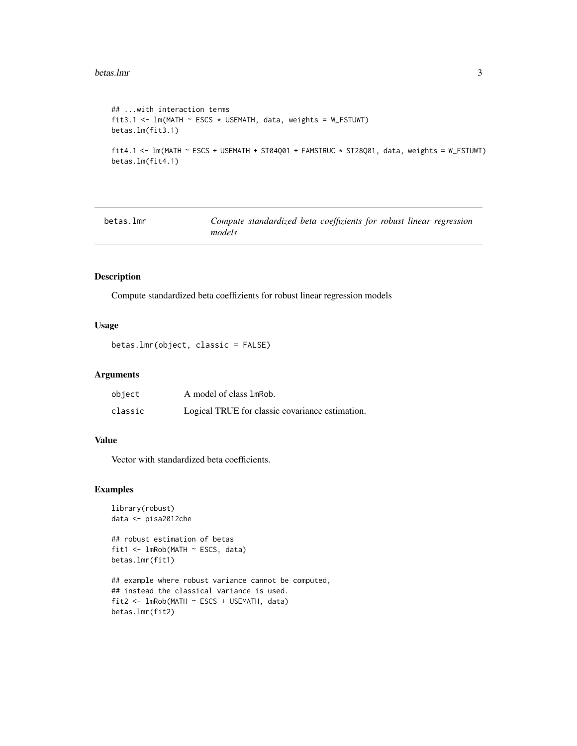```
## ...with interaction terms
fit3.1 <- lm(MATH ~ ESCS * USEMATH, data, weights = W_FSTUWT)
betas.lm(fit3.1)

fit4.1 <- lm(MATH ~ ESCS + USEMATH + ST04Q01 + FAMSTRUC * ST28Q01, data, weights = W_FSTUWT)
betas.lm(fit4.1)
```

## betas.lmr — *Compute standardized beta coeffizients for robust linear regression models*

### Description

Compute standardized beta coeffizients for robust linear regression models

### Usage

```
betas.lmr(object, classic = FALSE)
```

### Arguments

| | |
|---|---|
| `object` | A model of class `lmRob`. |
| `classic` | Logical TRUE for classic covariance estimation. |

### Value

Vector with standardized beta coefficients.

### Examples

```
library(robust)
data <- pisa2012che

## robust estimation of betas
fit1 <- lmRob(MATH ~ ESCS, data)
betas.lmr(fit1)

## example where robust variance cannot be computed,
## instead the classical variance is used.
fit2 <- lmRob(MATH ~ ESCS + USEMATH, data)
betas.lmr(fit2)
```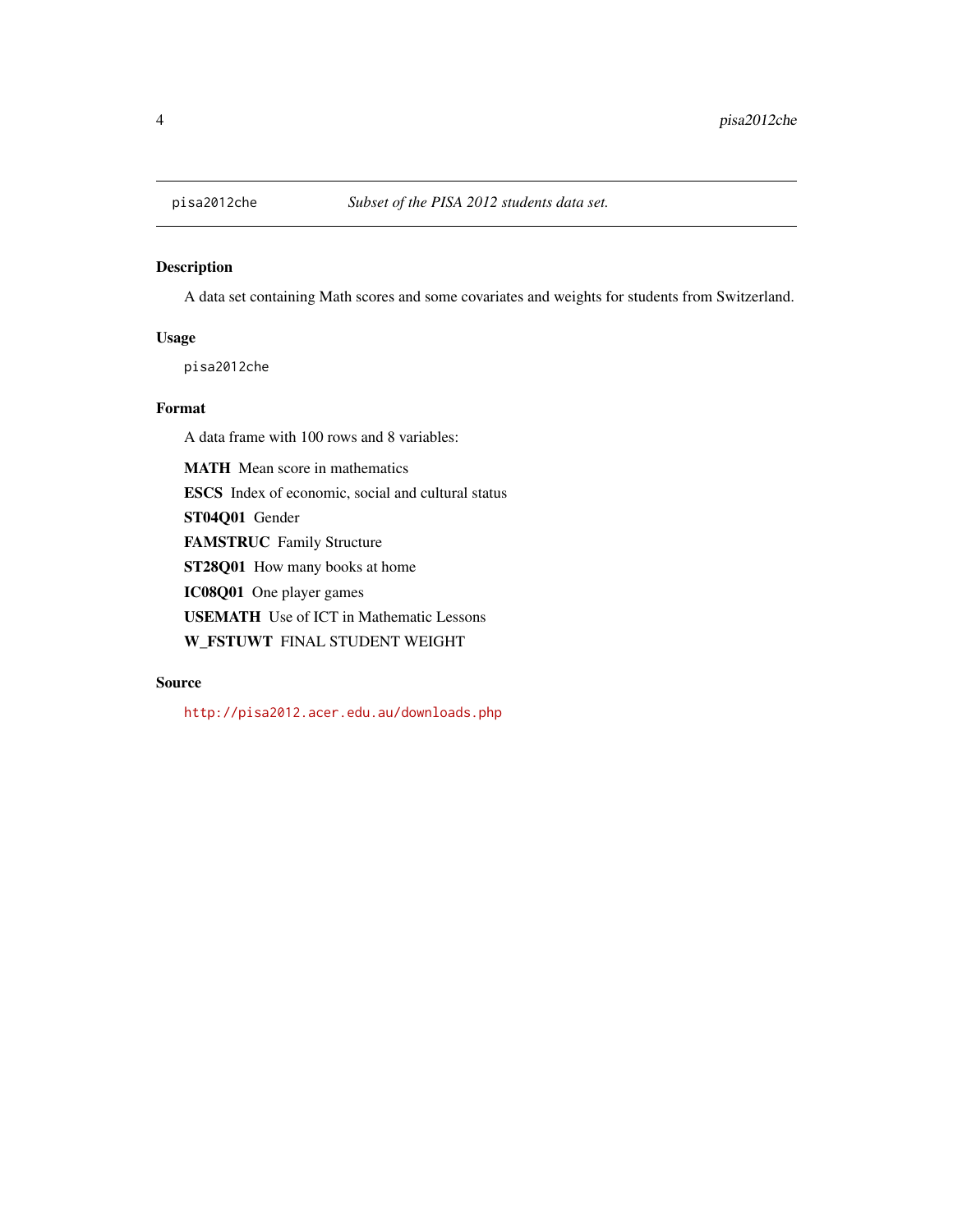pisa2012che — *Subset of the PISA 2012 students data set.*

## Description

A data set containing Math scores and some covariates and weights for students from Switzerland.

## Usage

```
pisa2012che
```

## Format

A data frame with 100 rows and 8 variables:

**MATH** Mean score in mathematics

**ESCS** Index of economic, social and cultural status

**ST04Q01** Gender

**FAMSTRUC** Family Structure

**ST28Q01** How many books at home

**IC08Q01** One player games

**USEMATH** Use of ICT in Mathematic Lessons

**W_FSTUWT** FINAL STUDENT WEIGHT

## Source

http://pisa2012.acer.edu.au/downloads.php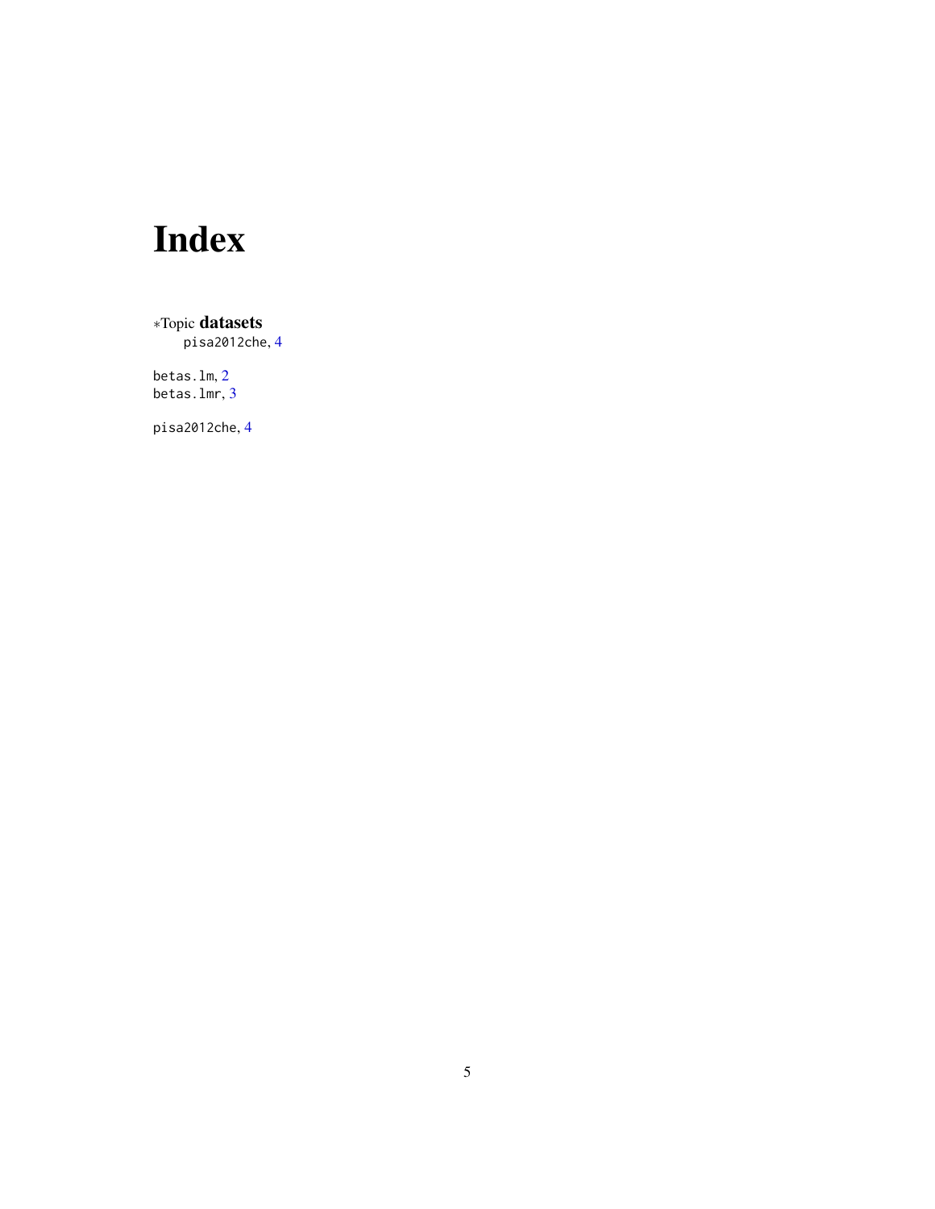# Index

*Topic **datasets**
    pisa2012che, 4

betas.lm, 2
betas.lmr, 3

pisa2012che, 4